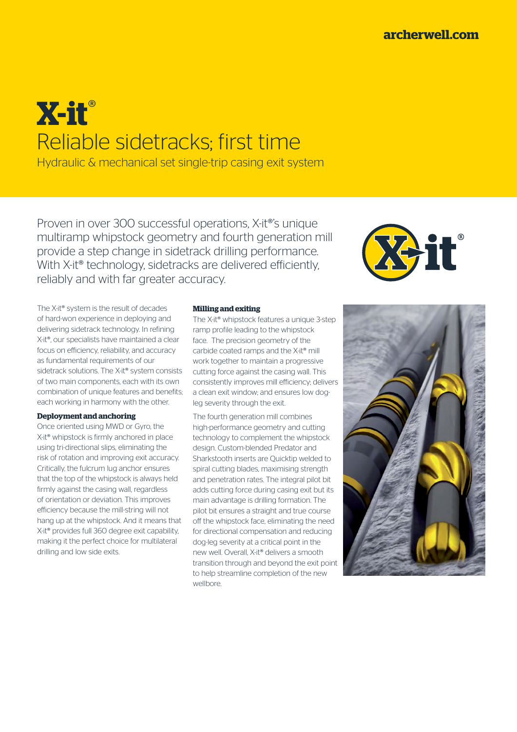# X-it®

## Reliable sidetracks; first time

Hydraulic & mechanical set single-trip casing exit system

Proven in over 300 successful operations, X-it®'s unique multiramp whipstock geometry and fourth generation mill provide a step change in sidetrack drilling performance. With X-it® technology, sidetracks are delivered efficiently, reliably and with far greater accuracy.

The X-it® system is the result of decades of hard-won experience in deploying and delivering sidetrack technology. In refining X-it®, our specialists have maintained a clear focus on efficiency, reliability, and accuracy as fundamental requirements of our sidetrack solutions. The X-it® system consists of two main components, each with its own combination of unique features and benefits; each working in harmony with the other.

**Deployment and anchoring**

Once oriented using MWD or Gyro, the X-it® whipstock is firmly anchored in place using tri-directional slips, eliminating the risk of rotation and improving exit accuracy. Critically, the fulcrum lug anchor ensures that the top of the whipstock is always held firmly against the casing wall, regardless of orientation or deviation. This improves efficiency because the mill-string will not hang up at the whipstock. And it means that X-it® provides full 360 degree exit capability, making it the perfect choice for multilateral drilling and low side exits.

**Milling and exiting**

The X-it® whipstock features a unique 3-step ramp profile leading to the whipstock face. The precision geometry of the carbide coated ramps and the X-it® mill work together to maintain a progressive cutting force against the casing wall. This consistently improves mill efficiency; delivers a clean exit window; and ensures low dog-leg severity through the exit.

The fourth generation mill combines high-performance geometry and cutting technology to complement the whipstock design. Custom-blended Predator and Sharkstooth inserts are Quicktip welded to spiral cutting blades, maximising strength and penetration rates. The integral pilot bit adds cutting force during casing exit but its main advantage is drilling formation. The pilot bit ensures a straight and true course off the whipstock face, eliminating the need for directional compensation and reducing dog-leg severity at a critical point in the new well. Overall, X-it® delivers a smooth transition through and beyond the exit point to help streamline completion of the new wellbore.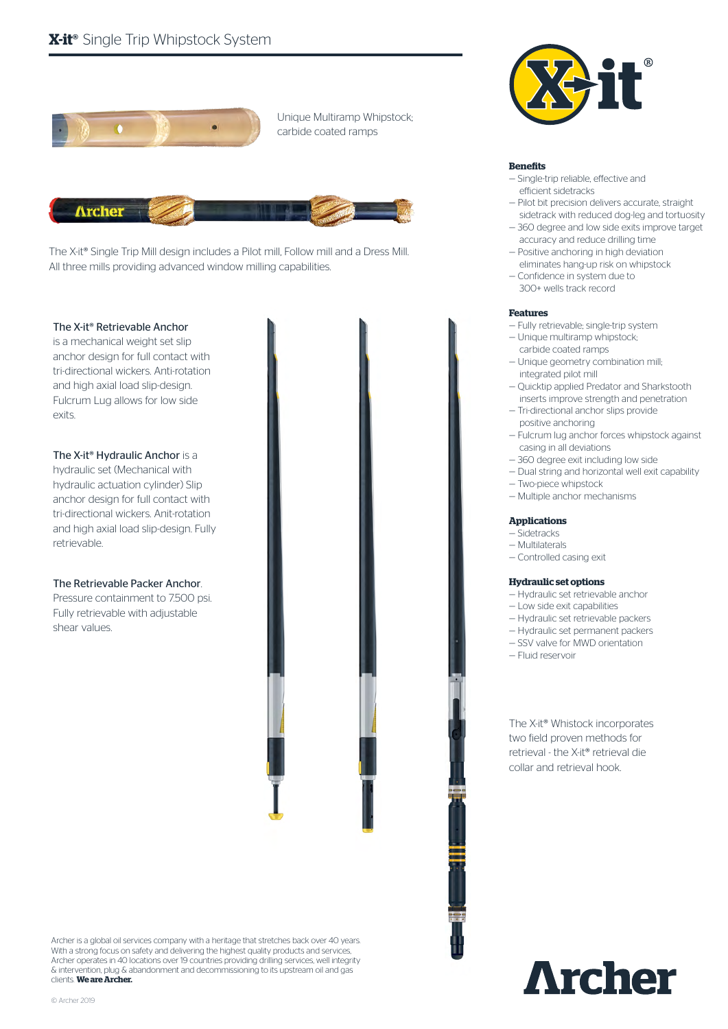# X-it® Single Trip Whipstock System

Unique Multiramp Whipstock; carbide coated ramps

The X-it® Single Trip Mill design includes a Pilot mill, Follow mill and a Dress Mill. All three mills providing advanced window milling capabilities.

**The X-it® Retrievable Anchor** is a mechanical weight set slip anchor design for full contact with tri-directional wickers. Anti-rotation and high axial load slip-design. Fulcrum Lug allows for low side exits.

**The X-it® Hydraulic Anchor** is a hydraulic set (Mechanical with hydraulic actuation cylinder) Slip anchor design for full contact with tri-directional wickers. Anit-rotation and high axial load slip-design. Fully retrievable.

**The Retrievable Packer Anchor**. Pressure containment to 7.500 psi. Fully retrievable with adjustable shear values.

### Benefits

- Single-trip reliable, effective and efficient sidetracks
- Pilot bit precision delivers accurate, straight sidetrack with reduced dog-leg and tortuosity
- 360 degree and low side exits improve target accuracy and reduce drilling time
- Positive anchoring in high deviation eliminates hang-up risk on whipstock
- Confidence in system due to 300+ wells track record

### Features

- Fully retrievable; single-trip system
- Unique multiramp whipstock; carbide coated ramps
- Unique geometry combination mill; integrated pilot mill
- Quicktip applied Predator and Sharkstooth inserts improve strength and penetration
- Tri-directional anchor slips provide positive anchoring
- Fulcrum lug anchor forces whipstock against casing in all deviations
- 360 degree exit including low side
- Dual string and horizontal well exit capability
- Two-piece whipstock
- Multiple anchor mechanisms

### Applications

- Sidetracks
- Multilaterals
- Controlled casing exit

### Hydraulic set options

- Hydraulic set retrievable anchor
- Low side exit capabilities
- Hydraulic set retrievable packers
- Hydraulic set permanent packers
- SSV valve for MWD orientation
- Fluid reservoir

The X-it® Whistock incorporates two field proven methods for retrieval - the X-it® retrieval die collar and retrieval hook.

Archer is a global oil services company with a heritage that stretches back over 40 years. With a strong focus on safety and delivering the highest quality products and services, Archer operates in 40 locations over 19 countries providing drilling services, well integrity & intervention, plug & abandonment and decommissioning to its upstream oil and gas clients. **We are Archer.**

© Archer 2019